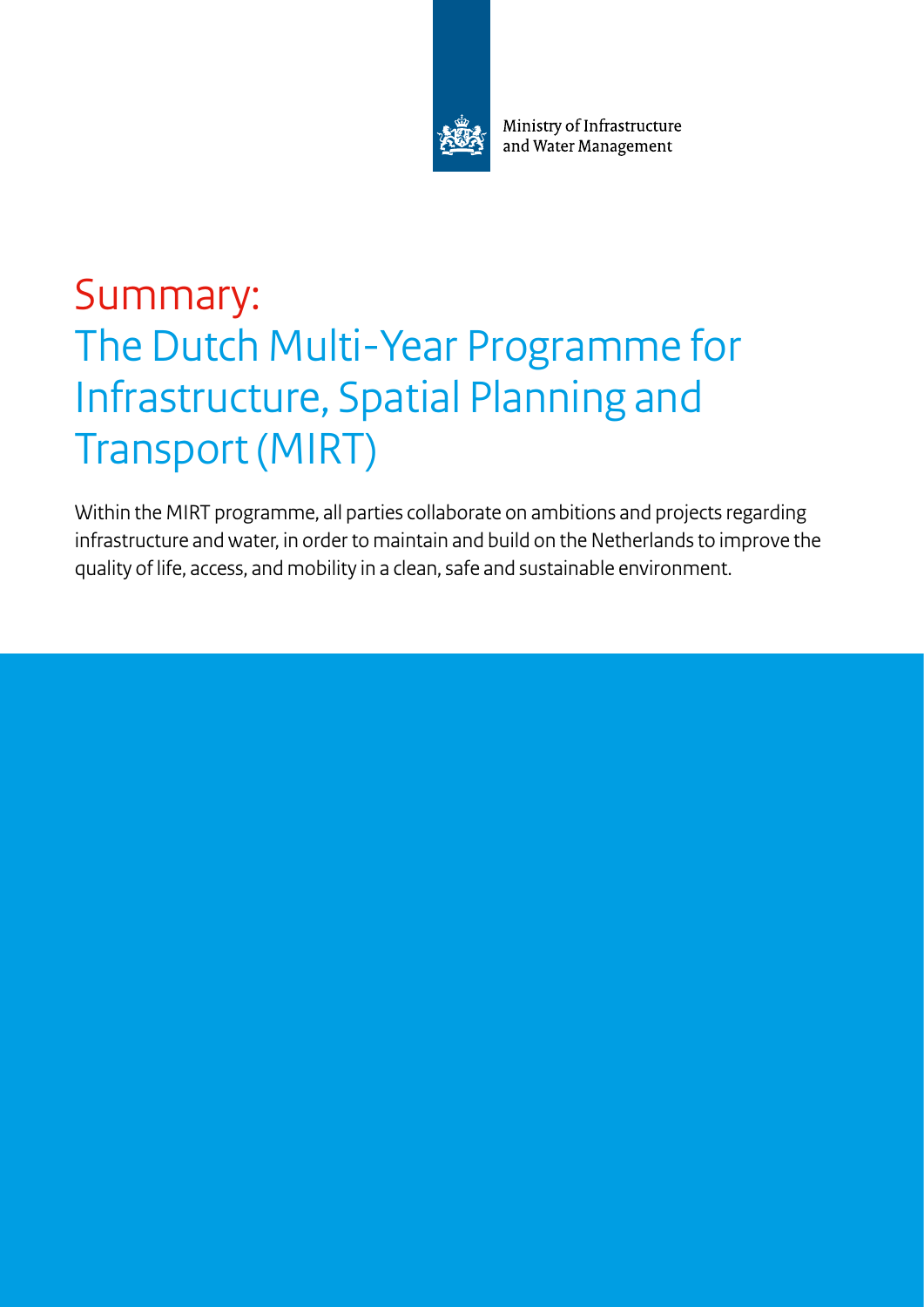Ministry of Infrastructure and Water Management

# Summary: The Dutch Multi-Year Programme for Infrastructure, Spatial Planning and Transport (MIRT)

Within the MIRT programme, all parties collaborate on ambitions and projects regarding infrastructure and water, in order to maintain and build on the Netherlands to improve the quality of life, access, and mobility in a clean, safe and sustainable environment.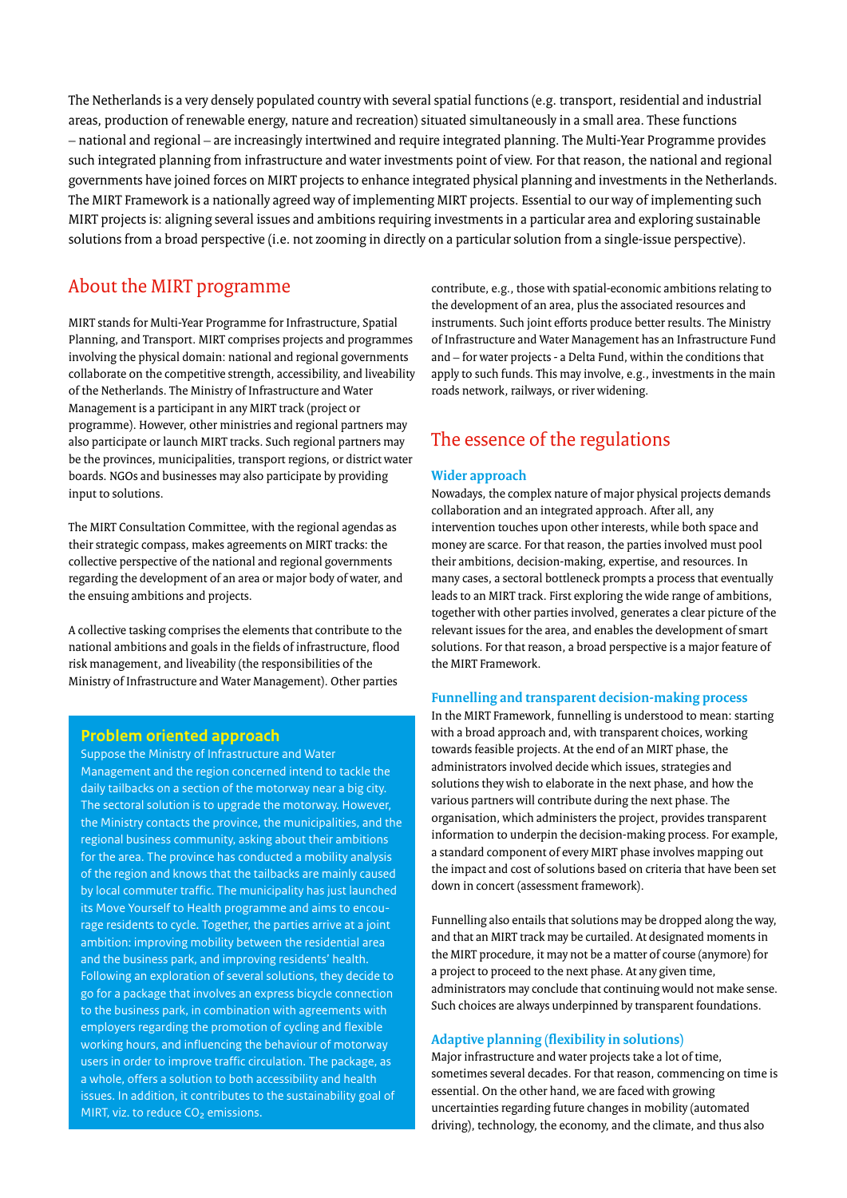The Netherlands is a very densely populated country with several spatial functions (e.g. transport, residential and industrial areas, production of renewable energy, nature and recreation) situated simultaneously in a small area. These functions – national and regional – are increasingly intertwined and require integrated planning. The Multi-Year Programme provides such integrated planning from infrastructure and water investments point of view. For that reason, the national and regional governments have joined forces on MIRT projects to enhance integrated physical planning and investments in the Netherlands. The MIRT Framework is a nationally agreed way of implementing MIRT projects. Essential to our way of implementing such MIRT projects is: aligning several issues and ambitions requiring investments in a particular area and exploring sustainable solutions from a broad perspective (i.e. not zooming in directly on a particular solution from a single-issue perspective).

## About the MIRT programme

MIRT stands for Multi-Year Programme for Infrastructure, Spatial Planning, and Transport. MIRT comprises projects and programmes involving the physical domain: national and regional governments collaborate on the competitive strength, accessibility, and liveability of the Netherlands. The Ministry of Infrastructure and Water Management is a participant in any MIRT track (project or programme). However, other ministries and regional partners may also participate or launch MIRT tracks. Such regional partners may be the provinces, municipalities, transport regions, or district water boards. NGOs and businesses may also participate by providing input to solutions.

The MIRT Consultation Committee, with the regional agendas as their strategic compass, makes agreements on MIRT tracks: the collective perspective of the national and regional governments regarding the development of an area or major body of water, and the ensuing ambitions and projects.

A collective tasking comprises the elements that contribute to the national ambitions and goals in the fields of infrastructure, flood risk management, and liveability (the responsibilities of the Ministry of Infrastructure and Water Management). Other parties contribute, e.g., those with spatial-economic ambitions relating to the development of an area, plus the associated resources and instruments. Such joint efforts produce better results. The Ministry of Infrastructure and Water Management has an Infrastructure Fund and – for water projects - a Delta Fund, within the conditions that apply to such funds. This may involve, e.g., investments in the main roads network, railways, or river widening.

### Problem oriented approach

Suppose the Ministry of Infrastructure and Water Management and the region concerned intend to tackle the daily tailbacks on a section of the motorway near a big city. The sectoral solution is to upgrade the motorway. However, the Ministry contacts the province, the municipalities, and the regional business community, asking about their ambitions for the area. The province has conducted a mobility analysis of the region and knows that the tailbacks are mainly caused by local commuter traffic. The municipality has just launched its Move Yourself to Health programme and aims to encourage residents to cycle. Together, the parties arrive at a joint ambition: improving mobility between the residential area and the business park, and improving residents' health. Following an exploration of several solutions, they decide to go for a package that involves an express bicycle connection to the business park, in combination with agreements with employers regarding the promotion of cycling and flexible working hours, and influencing the behaviour of motorway users in order to improve traffic circulation. The package, as a whole, offers a solution to both accessibility and health issues. In addition, it contributes to the sustainability goal of MIRT, viz. to reduce $CO_2$ emissions.

## The essence of the regulations

### Wider approach

Nowadays, the complex nature of major physical projects demands collaboration and an integrated approach. After all, any intervention touches upon other interests, while both space and money are scarce. For that reason, the parties involved must pool their ambitions, decision-making, expertise, and resources. In many cases, a sectoral bottleneck prompts a process that eventually leads to an MIRT track. First exploring the wide range of ambitions, together with other parties involved, generates a clear picture of the relevant issues for the area, and enables the development of smart solutions. For that reason, a broad perspective is a major feature of the MIRT Framework.

### Funnelling and transparent decision-making process

In the MIRT Framework, funnelling is understood to mean: starting with a broad approach and, with transparent choices, working towards feasible projects. At the end of an MIRT phase, the administrators involved decide which issues, strategies and solutions they wish to elaborate in the next phase, and how the various partners will contribute during the next phase. The organisation, which administers the project, provides transparent information to underpin the decision-making process. For example, a standard component of every MIRT phase involves mapping out the impact and cost of solutions based on criteria that have been set down in concert (assessment framework).

Funnelling also entails that solutions may be dropped along the way, and that an MIRT track may be curtailed. At designated moments in the MIRT procedure, it may not be a matter of course (anymore) for a project to proceed to the next phase. At any given time, administrators may conclude that continuing would not make sense. Such choices are always underpinned by transparent foundations.

### Adaptive planning (flexibility in solutions)

Major infrastructure and water projects take a lot of time, sometimes several decades. For that reason, commencing on time is essential. On the other hand, we are faced with growing uncertainties regarding future changes in mobility (automated driving), technology, the economy, and the climate, and thus also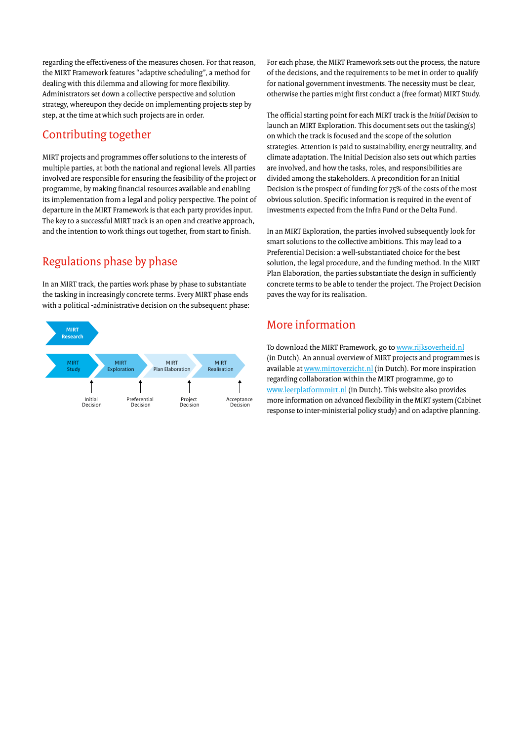regarding the effectiveness of the measures chosen. For that reason, the MIRT Framework features "adaptive scheduling", a method for dealing with this dilemma and allowing for more flexibility. Administrators set down a collective perspective and solution strategy, whereupon they decide on implementing projects step by step, at the time at which such projects are in order.

## Contributing together

MIRT projects and programmes offer solutions to the interests of multiple parties, at both the national and regional levels. All parties involved are responsible for ensuring the feasibility of the project or programme, by making financial resources available and enabling its implementation from a legal and policy perspective. The point of departure in the MIRT Framework is that each party provides input. The key to a successful MIRT track is an open and creative approach, and the intention to work things out together, from start to finish.

## Regulations phase by phase

In an MIRT track, the parties work phase by phase to substantiate the tasking in increasingly concrete terms. Every MIRT phase ends with a political -administrative decision on the subsequent phase:

MIRT Research

MIRT Study → MIRT Exploration → MIRT Plan Elaboration → MIRT Realisation

Initial Decision — Preferential Decision — Project Decision — Acceptance Decision

For each phase, the MIRT Framework sets out the process, the nature of the decisions, and the requirements to be met in order to qualify for national government investments. The necessity must be clear, otherwise the parties might first conduct a (free format) MIRT Study.

The official starting point for each MIRT track is the *Initial Decision* to launch an MIRT Exploration. This document sets out the tasking(s) on which the track is focused and the scope of the solution strategies. Attention is paid to sustainability, energy neutrality, and climate adaptation. The Initial Decision also sets out which parties are involved, and how the tasks, roles, and responsibilities are divided among the stakeholders. A precondition for an Initial Decision is the prospect of funding for 75% of the costs of the most obvious solution. Specific information is required in the event of investments expected from the Infra Fund or the Delta Fund.

In an MIRT Exploration, the parties involved subsequently look for smart solutions to the collective ambitions. This may lead to a Preferential Decision: a well-substantiated choice for the best solution, the legal procedure, and the funding method. In the MIRT Plan Elaboration, the parties substantiate the design in sufficiently concrete terms to be able to tender the project. The Project Decision paves the way for its realisation.

## More information

To download the MIRT Framework, go to www.rijksoverheid.nl (in Dutch). An annual overview of MIRT projects and programmes is available at www.mirtoverzicht.nl (in Dutch). For more inspiration regarding collaboration within the MIRT programme, go to www.leerplatformmirt.nl (in Dutch). This website also provides more information on advanced flexibility in the MIRT system (Cabinet response to inter-ministerial policy study) and on adaptive planning.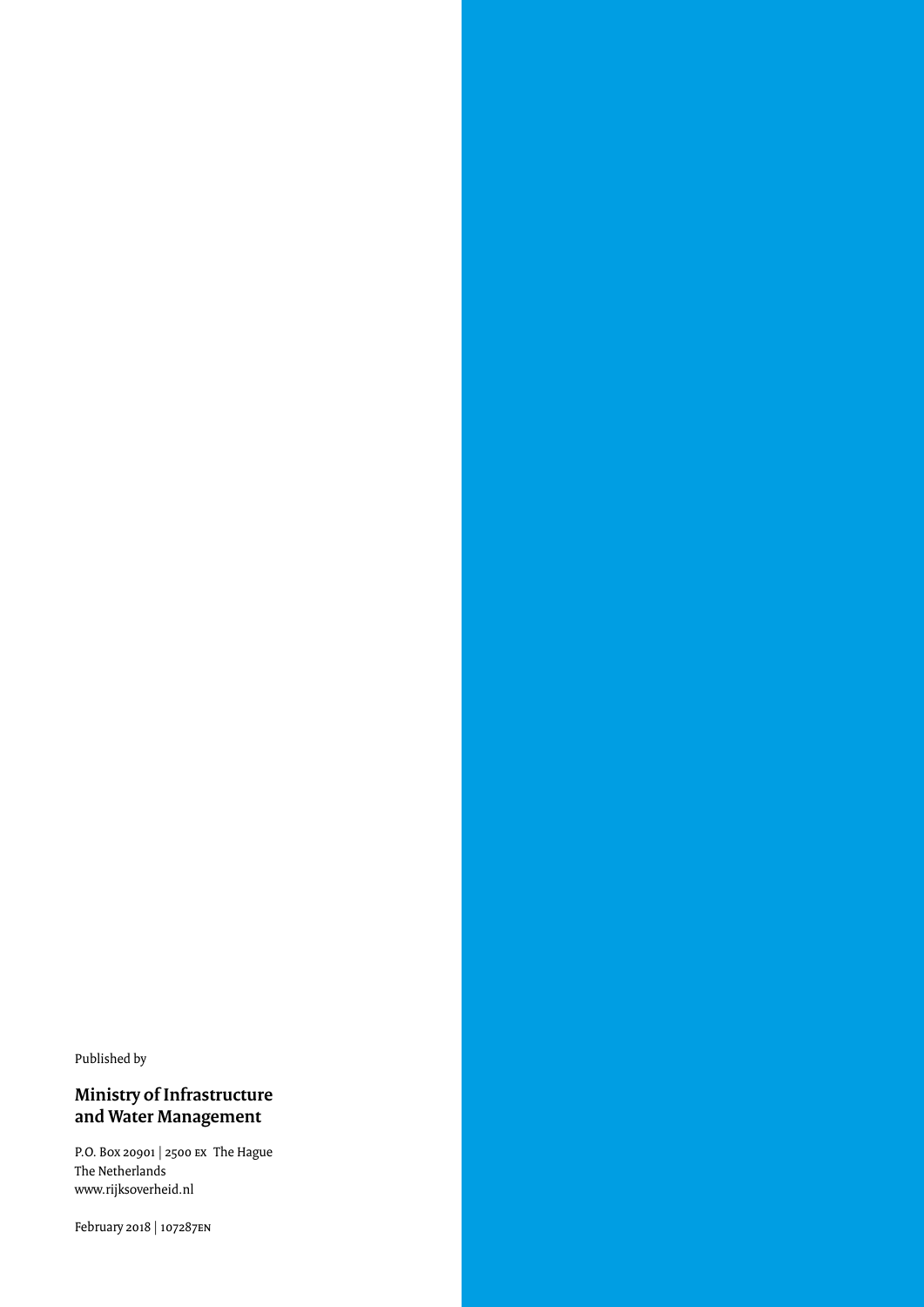Published by

**Ministry of Infrastructure and Water Management**

P.O. Box 20901 | 2500 EX The Hague
The Netherlands
www.rijksoverheid.nl

February 2018 | 107287EN